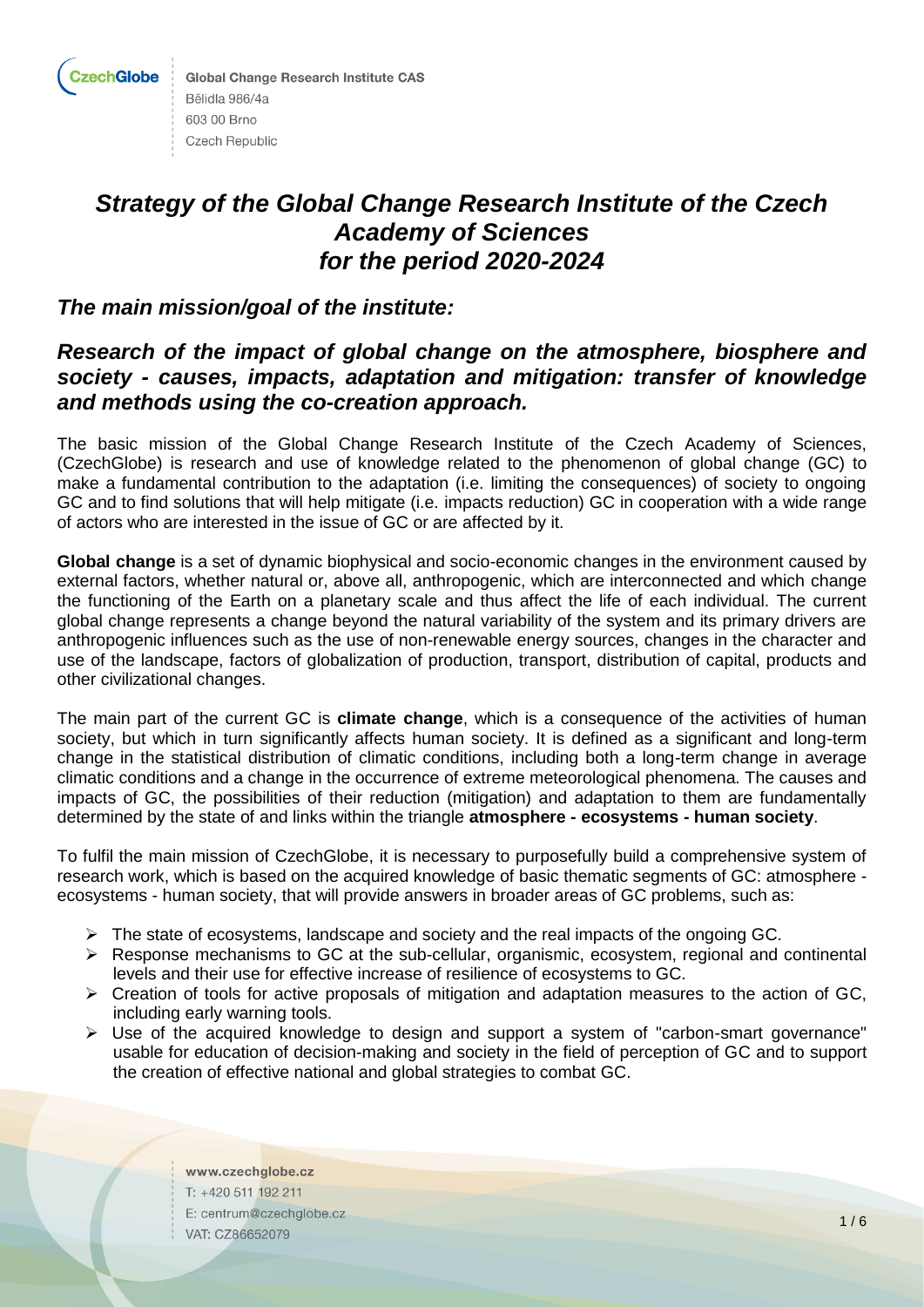CzechGlobe

Global Change Research Institute CAS
Bělidla 986/4a
603 00 Brno
Czech Republic

# *Strategy of the Global Change Research Institute of the Czech Academy of Sciences for the period 2020-2024*

## *The main mission/goal of the institute:*

## *Research of the impact of global change on the atmosphere, biosphere and society - causes, impacts, adaptation and mitigation: transfer of knowledge and methods using the co-creation approach.*

The basic mission of the Global Change Research Institute of the Czech Academy of Sciences, (CzechGlobe) is research and use of knowledge related to the phenomenon of global change (GC) to make a fundamental contribution to the adaptation (i.e. limiting the consequences) of society to ongoing GC and to find solutions that will help mitigate (i.e. impacts reduction) GC in cooperation with a wide range of actors who are interested in the issue of GC or are affected by it.

**Global change** is a set of dynamic biophysical and socio-economic changes in the environment caused by external factors, whether natural or, above all, anthropogenic, which are interconnected and which change the functioning of the Earth on a planetary scale and thus affect the life of each individual. The current global change represents a change beyond the natural variability of the system and its primary drivers are anthropogenic influences such as the use of non-renewable energy sources, changes in the character and use of the landscape, factors of globalization of production, transport, distribution of capital, products and other civilizational changes.

The main part of the current GC is **climate change**, which is a consequence of the activities of human society, but which in turn significantly affects human society. It is defined as a significant and long-term change in the statistical distribution of climatic conditions, including both a long-term change in average climatic conditions and a change in the occurrence of extreme meteorological phenomena. The causes and impacts of GC, the possibilities of their reduction (mitigation) and adaptation to them are fundamentally determined by the state of and links within the triangle **atmosphere - ecosystems - human society**.

To fulfil the main mission of CzechGlobe, it is necessary to purposefully build a comprehensive system of research work, which is based on the acquired knowledge of basic thematic segments of GC: atmosphere - ecosystems - human society, that will provide answers in broader areas of GC problems, such as:

- The state of ecosystems, landscape and society and the real impacts of the ongoing GC.
- Response mechanisms to GC at the sub-cellular, organismic, ecosystem, regional and continental levels and their use for effective increase of resilience of ecosystems to GC.
- Creation of tools for active proposals of mitigation and adaptation measures to the action of GC, including early warning tools.
- Use of the acquired knowledge to design and support a system of "carbon-smart governance" usable for education of decision-making and society in the field of perception of GC and to support the creation of effective national and global strategies to combat GC.

www.czechglobe.cz
T: +420 511 192 211
E: centrum@czechglobe.cz
VAT: CZ86652079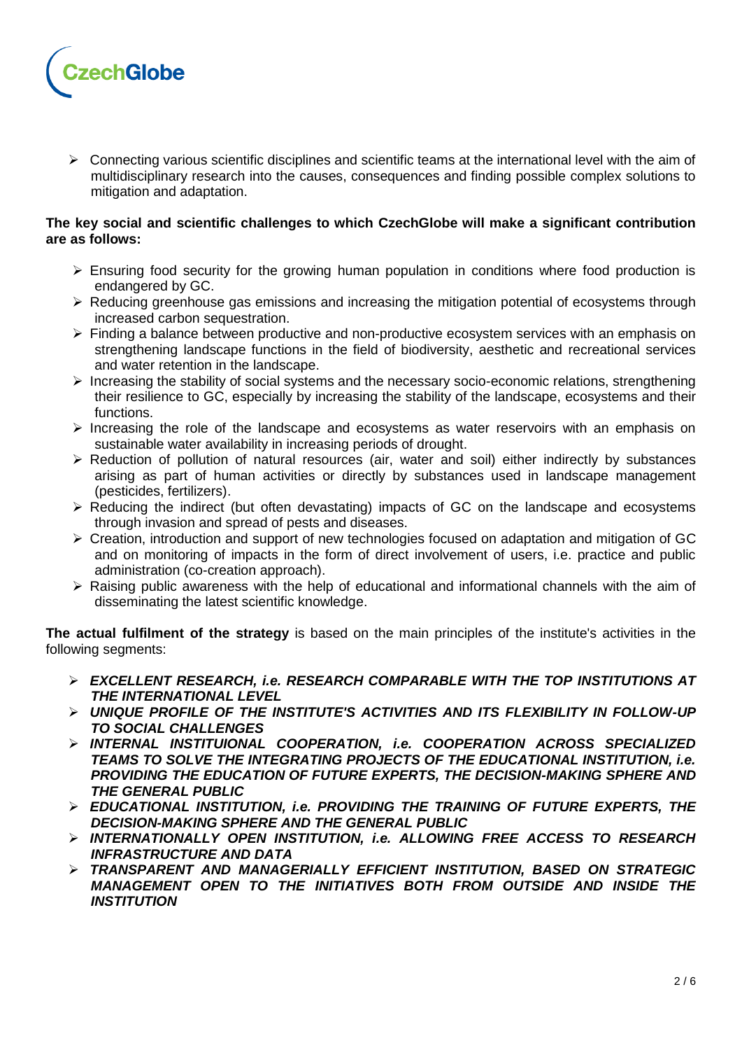- Connecting various scientific disciplines and scientific teams at the international level with the aim of multidisciplinary research into the causes, consequences and finding possible complex solutions to mitigation and adaptation.

**The key social and scientific challenges to which CzechGlobe will make a significant contribution are as follows:**

- Ensuring food security for the growing human population in conditions where food production is endangered by GC.
- Reducing greenhouse gas emissions and increasing the mitigation potential of ecosystems through increased carbon sequestration.
- Finding a balance between productive and non-productive ecosystem services with an emphasis on strengthening landscape functions in the field of biodiversity, aesthetic and recreational services and water retention in the landscape.
- Increasing the stability of social systems and the necessary socio-economic relations, strengthening their resilience to GC, especially by increasing the stability of the landscape, ecosystems and their functions.
- Increasing the role of the landscape and ecosystems as water reservoirs with an emphasis on sustainable water availability in increasing periods of drought.
- Reduction of pollution of natural resources (air, water and soil) either indirectly by substances arising as part of human activities or directly by substances used in landscape management (pesticides, fertilizers).
- Reducing the indirect (but often devastating) impacts of GC on the landscape and ecosystems through invasion and spread of pests and diseases.
- Creation, introduction and support of new technologies focused on adaptation and mitigation of GC and on monitoring of impacts in the form of direct involvement of users, i.e. practice and public administration (co-creation approach).
- Raising public awareness with the help of educational and informational channels with the aim of disseminating the latest scientific knowledge.

**The actual fulfilment of the strategy** is based on the main principles of the institute's activities in the following segments:

- ***EXCELLENT RESEARCH, i.e. RESEARCH COMPARABLE WITH THE TOP INSTITUTIONS AT THE INTERNATIONAL LEVEL***
- ***UNIQUE PROFILE OF THE INSTITUTE'S ACTIVITIES AND ITS FLEXIBILITY IN FOLLOW-UP TO SOCIAL CHALLENGES***
- ***INTERNAL INSTITUIONAL COOPERATION, i.e. COOPERATION ACROSS SPECIALIZED TEAMS TO SOLVE THE INTEGRATING PROJECTS OF THE EDUCATIONAL INSTITUTION, i.e. PROVIDING THE EDUCATION OF FUTURE EXPERTS, THE DECISION-MAKING SPHERE AND THE GENERAL PUBLIC***
- ***EDUCATIONAL INSTITUTION, i.e. PROVIDING THE TRAINING OF FUTURE EXPERTS, THE DECISION-MAKING SPHERE AND THE GENERAL PUBLIC***
- ***INTERNATIONALLY OPEN INSTITUTION, i.e. ALLOWING FREE ACCESS TO RESEARCH INFRASTRUCTURE AND DATA***
- ***TRANSPARENT AND MANAGERIALLY EFFICIENT INSTITUTION, BASED ON STRATEGIC MANAGEMENT OPEN TO THE INITIATIVES BOTH FROM OUTSIDE AND INSIDE THE INSTITUTION***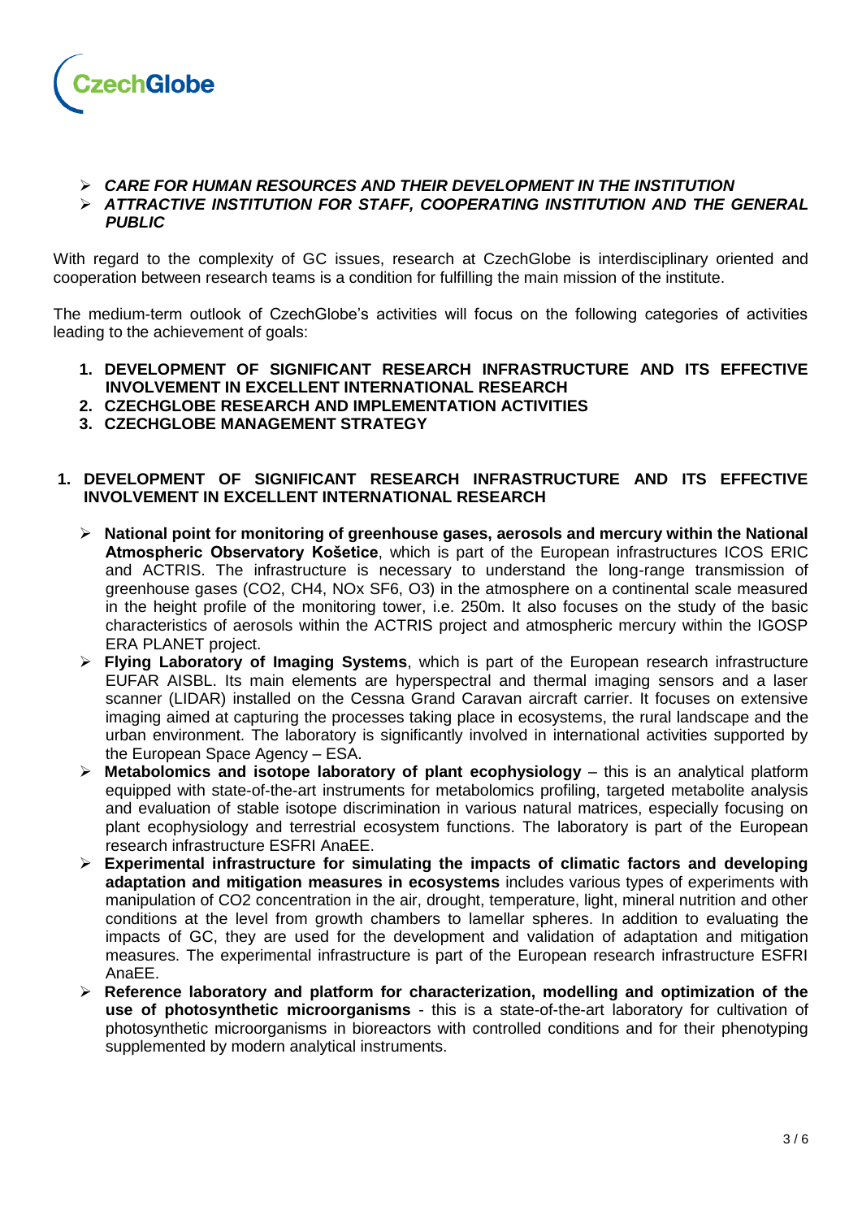- ***CARE FOR HUMAN RESOURCES AND THEIR DEVELOPMENT IN THE INSTITUTION***
- ***ATTRACTIVE INSTITUTION FOR STAFF, COOPERATING INSTITUTION AND THE GENERAL PUBLIC***

With regard to the complexity of GC issues, research at CzechGlobe is interdisciplinary oriented and cooperation between research teams is a condition for fulfilling the main mission of the institute.

The medium-term outlook of CzechGlobe's activities will focus on the following categories of activities leading to the achievement of goals:

1. **DEVELOPMENT OF SIGNIFICANT RESEARCH INFRASTRUCTURE AND ITS EFFECTIVE INVOLVEMENT IN EXCELLENT INTERNATIONAL RESEARCH**
2. **CZECHGLOBE RESEARCH AND IMPLEMENTATION ACTIVITIES**
3. **CZECHGLOBE MANAGEMENT STRATEGY**

## 1. DEVELOPMENT OF SIGNIFICANT RESEARCH INFRASTRUCTURE AND ITS EFFECTIVE INVOLVEMENT IN EXCELLENT INTERNATIONAL RESEARCH

- **National point for monitoring of greenhouse gases, aerosols and mercury within the National Atmospheric Observatory Košetice**, which is part of the European infrastructures ICOS ERIC and ACTRIS. The infrastructure is necessary to understand the long-range transmission of greenhouse gases ($CO_2$, $CH_4$, $NO_x$ $SF_6$, $O_3$) in the atmosphere on a continental scale measured in the height profile of the monitoring tower, i.e. 250m. It also focuses on the study of the basic characteristics of aerosols within the ACTRIS project and atmospheric mercury within the IGOSP ERA PLANET project.
- **Flying Laboratory of Imaging Systems**, which is part of the European research infrastructure EUFAR AISBL. Its main elements are hyperspectral and thermal imaging sensors and a laser scanner (LIDAR) installed on the Cessna Grand Caravan aircraft carrier. It focuses on extensive imaging aimed at capturing the processes taking place in ecosystems, the rural landscape and the urban environment. The laboratory is significantly involved in international activities supported by the European Space Agency – ESA.
- **Metabolomics and isotope laboratory of plant ecophysiology** – this is an analytical platform equipped with state-of-the-art instruments for metabolomics profiling, targeted metabolite analysis and evaluation of stable isotope discrimination in various natural matrices, especially focusing on plant ecophysiology and terrestrial ecosystem functions. The laboratory is part of the European research infrastructure ESFRI AnaEE.
- **Experimental infrastructure for simulating the impacts of climatic factors and developing adaptation and mitigation measures in ecosystems** includes various types of experiments with manipulation of $CO_2$ concentration in the air, drought, temperature, light, mineral nutrition and other conditions at the level from growth chambers to lamellar spheres. In addition to evaluating the impacts of GC, they are used for the development and validation of adaptation and mitigation measures. The experimental infrastructure is part of the European research infrastructure ESFRI AnaEE.
- **Reference laboratory and platform for characterization, modelling and optimization of the use of photosynthetic microorganisms** - this is a state-of-the-art laboratory for cultivation of photosynthetic microorganisms in bioreactors with controlled conditions and for their phenotyping supplemented by modern analytical instruments.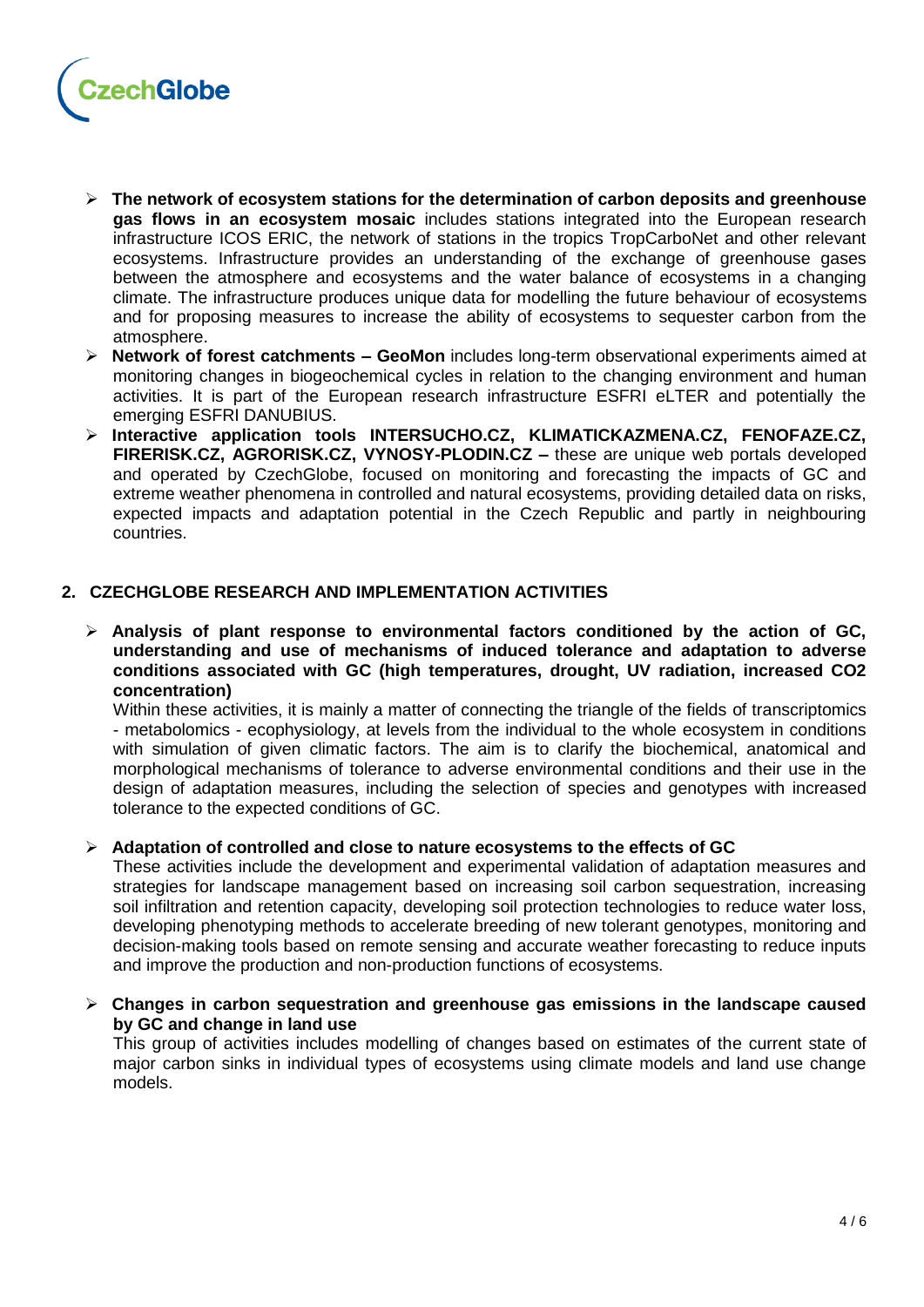- **The network of ecosystem stations for the determination of carbon deposits and greenhouse gas flows in an ecosystem mosaic** includes stations integrated into the European research infrastructure ICOS ERIC, the network of stations in the tropics TropCarboNet and other relevant ecosystems. Infrastructure provides an understanding of the exchange of greenhouse gases between the atmosphere and ecosystems and the water balance of ecosystems in a changing climate. The infrastructure produces unique data for modelling the future behaviour of ecosystems and for proposing measures to increase the ability of ecosystems to sequester carbon from the atmosphere.
- **Network of forest catchments – GeoMon** includes long-term observational experiments aimed at monitoring changes in biogeochemical cycles in relation to the changing environment and human activities. It is part of the European research infrastructure ESFRI eLTER and potentially the emerging ESFRI DANUBIUS.
- **Interactive application tools INTERSUCHO.CZ, KLIMATICKAZMENA.CZ, FENOFAZE.CZ, FIRERISK.CZ, AGRORISK.CZ, VYNOSY-PLODIN.CZ –** these are unique web portals developed and operated by CzechGlobe, focused on monitoring and forecasting the impacts of GC and extreme weather phenomena in controlled and natural ecosystems, providing detailed data on risks, expected impacts and adaptation potential in the Czech Republic and partly in neighbouring countries.

## 2. CZECHGLOBE RESEARCH AND IMPLEMENTATION ACTIVITIES

- **Analysis of plant response to environmental factors conditioned by the action of GC, understanding and use of mechanisms of induced tolerance and adaptation to adverse conditions associated with GC (high temperatures, drought, UV radiation, increased CO2 concentration)**

  Within these activities, it is mainly a matter of connecting the triangle of the fields of transcriptomics - metabolomics - ecophysiology, at levels from the individual to the whole ecosystem in conditions with simulation of given climatic factors. The aim is to clarify the biochemical, anatomical and morphological mechanisms of tolerance to adverse environmental conditions and their use in the design of adaptation measures, including the selection of species and genotypes with increased tolerance to the expected conditions of GC.

- **Adaptation of controlled and close to nature ecosystems to the effects of GC**

  These activities include the development and experimental validation of adaptation measures and strategies for landscape management based on increasing soil carbon sequestration, increasing soil infiltration and retention capacity, developing soil protection technologies to reduce water loss, developing phenotyping methods to accelerate breeding of new tolerant genotypes, monitoring and decision-making tools based on remote sensing and accurate weather forecasting to reduce inputs and improve the production and non-production functions of ecosystems.

- **Changes in carbon sequestration and greenhouse gas emissions in the landscape caused by GC and change in land use**

  This group of activities includes modelling of changes based on estimates of the current state of major carbon sinks in individual types of ecosystems using climate models and land use change models.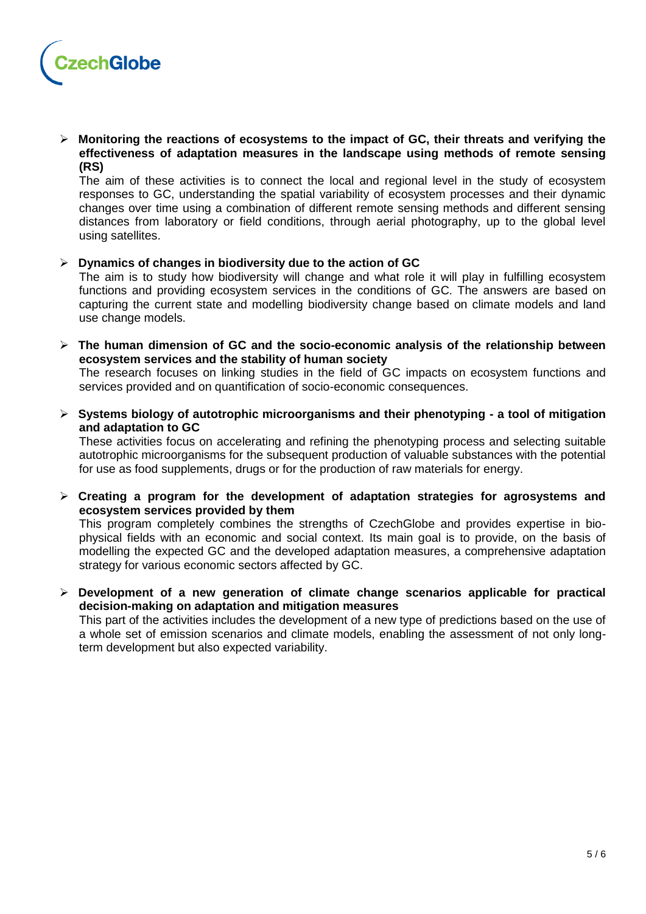- **Monitoring the reactions of ecosystems to the impact of GC, their threats and verifying the effectiveness of adaptation measures in the landscape using methods of remote sensing (RS)**
  The aim of these activities is to connect the local and regional level in the study of ecosystem responses to GC, understanding the spatial variability of ecosystem processes and their dynamic changes over time using a combination of different remote sensing methods and different sensing distances from laboratory or field conditions, through aerial photography, up to the global level using satellites.

- **Dynamics of changes in biodiversity due to the action of GC**
  The aim is to study how biodiversity will change and what role it will play in fulfilling ecosystem functions and providing ecosystem services in the conditions of GC. The answers are based on capturing the current state and modelling biodiversity change based on climate models and land use change models.

- **The human dimension of GC and the socio-economic analysis of the relationship between ecosystem services and the stability of human society**
  The research focuses on linking studies in the field of GC impacts on ecosystem functions and services provided and on quantification of socio-economic consequences.

- **Systems biology of autotrophic microorganisms and their phenotyping - a tool of mitigation and adaptation to GC**
  These activities focus on accelerating and refining the phenotyping process and selecting suitable autotrophic microorganisms for the subsequent production of valuable substances with the potential for use as food supplements, drugs or for the production of raw materials for energy.

- **Creating a program for the development of adaptation strategies for agrosystems and ecosystem services provided by them**
  This program completely combines the strengths of CzechGlobe and provides expertise in bio-physical fields with an economic and social context. Its main goal is to provide, on the basis of modelling the expected GC and the developed adaptation measures, a comprehensive adaptation strategy for various economic sectors affected by GC.

- **Development of a new generation of climate change scenarios applicable for practical decision-making on adaptation and mitigation measures**
  This part of the activities includes the development of a new type of predictions based on the use of a whole set of emission scenarios and climate models, enabling the assessment of not only long-term development but also expected variability.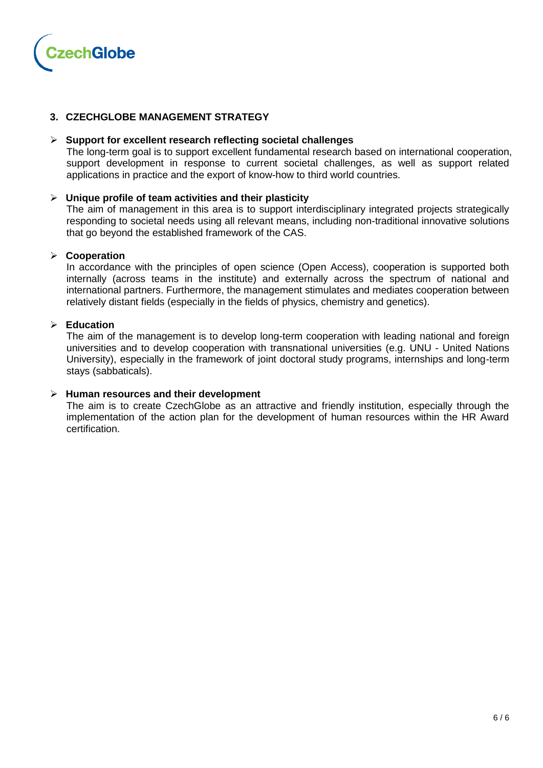## 3. CZECHGLOBE MANAGEMENT STRATEGY

- **Support for excellent research reflecting societal challenges**
  The long-term goal is to support excellent fundamental research based on international cooperation, support development in response to current societal challenges, as well as support related applications in practice and the export of know-how to third world countries.

- **Unique profile of team activities and their plasticity**
  The aim of management in this area is to support interdisciplinary integrated projects strategically responding to societal needs using all relevant means, including non-traditional innovative solutions that go beyond the established framework of the CAS.

- **Cooperation**
  In accordance with the principles of open science (Open Access), cooperation is supported both internally (across teams in the institute) and externally across the spectrum of national and international partners. Furthermore, the management stimulates and mediates cooperation between relatively distant fields (especially in the fields of physics, chemistry and genetics).

- **Education**
  The aim of the management is to develop long-term cooperation with leading national and foreign universities and to develop cooperation with transnational universities (e.g. UNU - United Nations University), especially in the framework of joint doctoral study programs, internships and long-term stays (sabbaticals).

- **Human resources and their development**
  The aim is to create CzechGlobe as an attractive and friendly institution, especially through the implementation of the action plan for the development of human resources within the HR Award certification.